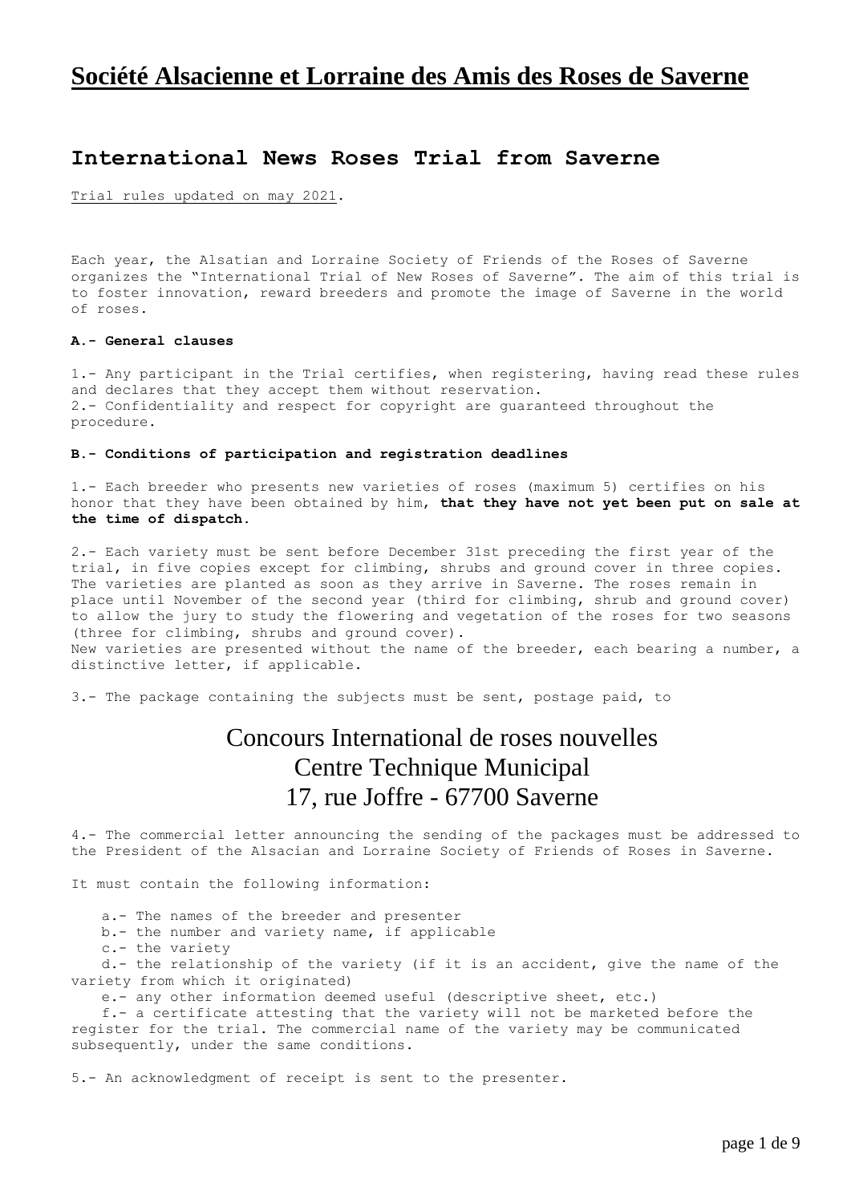# Société Alsacienne et Lorraine des Amis des Roses de Saverne

## International News Roses Trial from Saverne

Trial rules updated on may 2021.

Each year, the Alsatian and Lorraine Society of Friends of the Roses of Saverne organizes the "International Trial of New Roses of Saverne". The aim of this trial is to foster innovation, reward breeders and promote the image of Saverne in the world of roses.

**A.- General clauses**

1.- Any participant in the Trial certifies, when registering, having read these rules and declares that they accept them without reservation.
2.- Confidentiality and respect for copyright are guaranteed throughout the procedure.

**B.- Conditions of participation and registration deadlines**

1.- Each breeder who presents new varieties of roses (maximum 5) certifies on his honor that they have been obtained by him, **that they have not yet been put on sale at the time of dispatch.**

2.- Each variety must be sent before December 31st preceding the first year of the trial, in five copies except for climbing, shrubs and ground cover in three copies. The varieties are planted as soon as they arrive in Saverne. The roses remain in place until November of the second year (third for climbing, shrub and ground cover) to allow the jury to study the flowering and vegetation of the roses for two seasons (three for climbing, shrubs and ground cover).
New varieties are presented without the name of the breeder, each bearing a number, a distinctive letter, if applicable.

3.- The package containing the subjects must be sent, postage paid, to

Concours International de roses nouvelles
Centre Technique Municipal
17, rue Joffre - 67700 Saverne

4.- The commercial letter announcing the sending of the packages must be addressed to the President of the Alsacian and Lorraine Society of Friends of Roses in Saverne.

It must contain the following information:

a.- The names of the breeder and presenter
b.- the number and variety name, if applicable
c.- the variety
d.- the relationship of the variety (if it is an accident, give the name of the variety from which it originated)
e.- any other information deemed useful (descriptive sheet, etc.)
f.- a certificate attesting that the variety will not be marketed before the register for the trial. The commercial name of the variety may be communicated subsequently, under the same conditions.

5.- An acknowledgment of receipt is sent to the presenter.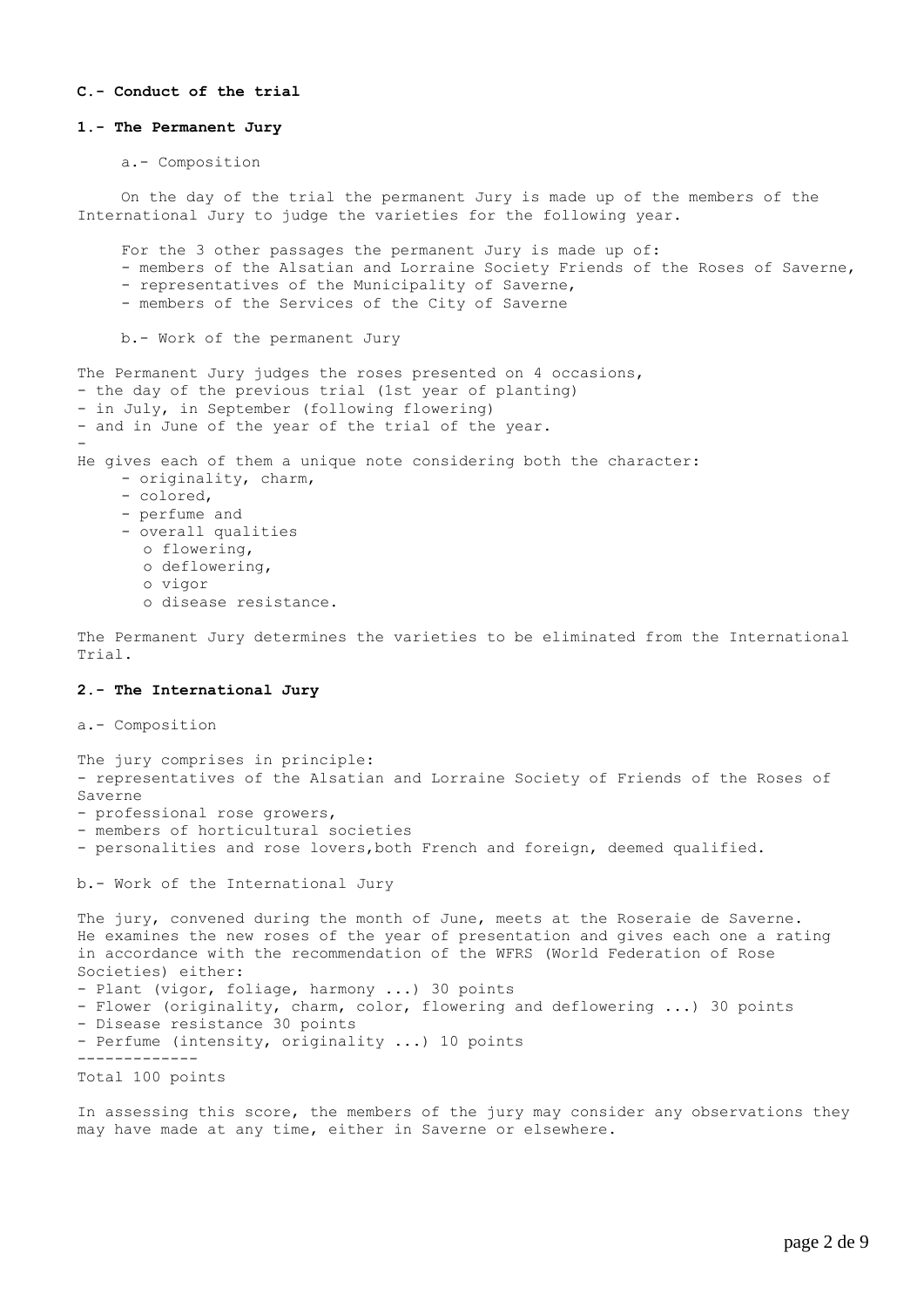**C.- Conduct of the trial**

**1.- The Permanent Jury**

a.- Composition

On the day of the trial the permanent Jury is made up of the members of the International Jury to judge the varieties for the following year.

For the 3 other passages the permanent Jury is made up of:
- members of the Alsatian and Lorraine Society Friends of the Roses of Saverne,
- representatives of the Municipality of Saverne,
- members of the Services of the City of Saverne

b.- Work of the permanent Jury

The Permanent Jury judges the roses presented on 4 occasions,
- the day of the previous trial (1st year of planting)
- in July, in September (following flowering)
- and in June of the year of the trial of the year.
-

He gives each of them a unique note considering both the character:
- originality, charm,
- colored,
- perfume and
- overall qualities
  - flowering,
  - deflowering,
  - vigor
  - disease resistance.

The Permanent Jury determines the varieties to be eliminated from the International Trial.

**2.- The International Jury**

a.- Composition

The jury comprises in principle:
- representatives of the Alsatian and Lorraine Society of Friends of the Roses of Saverne
- professional rose growers,
- members of horticultural societies
- personalities and rose lovers,both French and foreign, deemed qualified.

b.- Work of the International Jury

The jury, convened during the month of June, meets at the Roseraie de Saverne. He examines the new roses of the year of presentation and gives each one a rating in accordance with the recommendation of the WFRS (World Federation of Rose Societies) either:
- Plant (vigor, foliage, harmony ...) 30 points
- Flower (originality, charm, color, flowering and deflowering ...) 30 points
- Disease resistance 30 points
- Perfume (intensity, originality ...) 10 points

-------------

Total 100 points

In assessing this score, the members of the jury may consider any observations they may have made at any time, either in Saverne or elsewhere.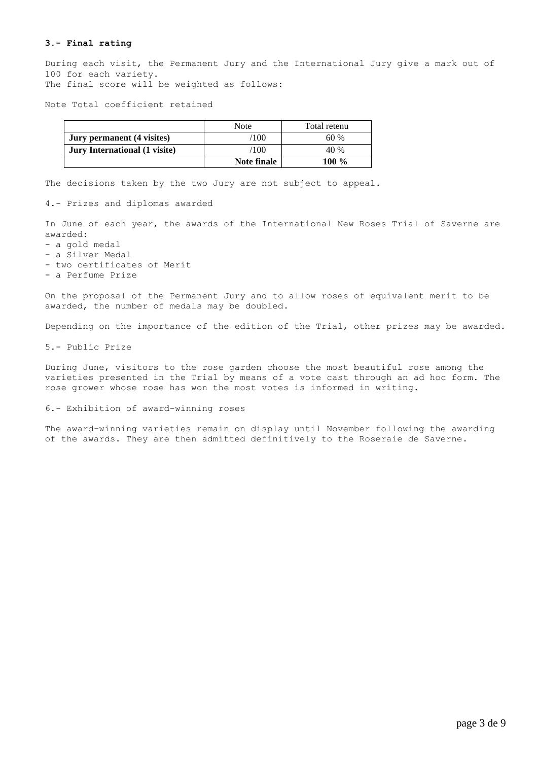**3.- Final rating**

During each visit, the Permanent Jury and the International Jury give a mark out of 100 for each variety.
The final score will be weighted as follows:

Note Total coefficient retained

| | Note | Total retenu |
|---|---|---|
| **Jury permanent (4 visites)** | /100 | 60 % |
| **Jury International (1 visite)** | /100 | 40 % |
| | **Note finale** | **100 %** |

The decisions taken by the two Jury are not subject to appeal.

4.- Prizes and diplomas awarded

In June of each year, the awards of the International New Roses Trial of Saverne are awarded:
- a gold medal
- a Silver Medal
- two certificates of Merit
- a Perfume Prize

On the proposal of the Permanent Jury and to allow roses of equivalent merit to be awarded, the number of medals may be doubled.

Depending on the importance of the edition of the Trial, other prizes may be awarded.

5.- Public Prize

During June, visitors to the rose garden choose the most beautiful rose among the varieties presented in the Trial by means of a vote cast through an ad hoc form. The rose grower whose rose has won the most votes is informed in writing.

6.- Exhibition of award-winning roses

The award-winning varieties remain on display until November following the awarding of the awards. They are then admitted definitively to the Roseraie de Saverne.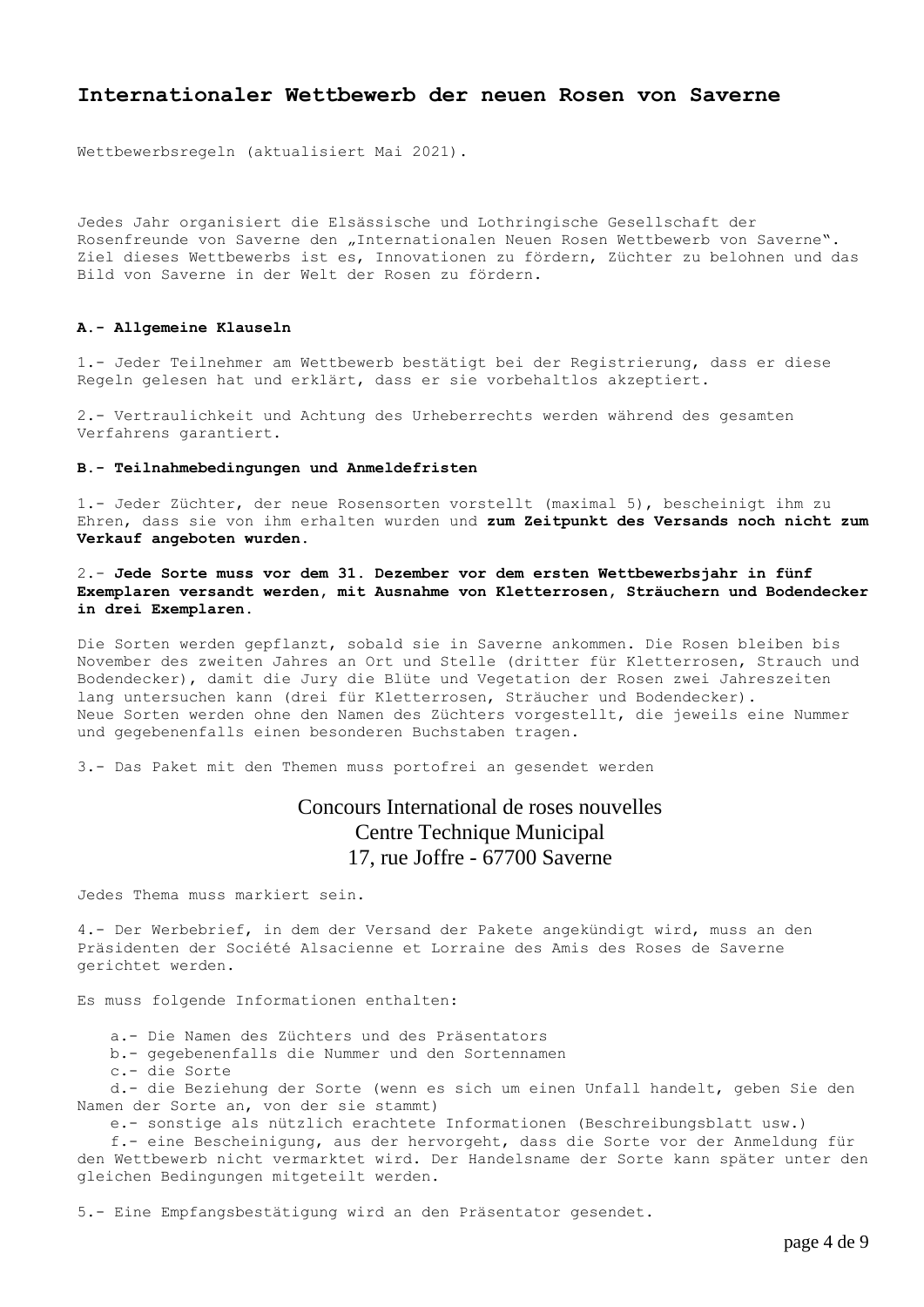# Internationaler Wettbewerb der neuen Rosen von Saverne

Wettbewerbsregeln (aktualisiert Mai 2021).

Jedes Jahr organisiert die Elsässische und Lothringische Gesellschaft der Rosenfreunde von Saverne den „Internationalen Neuen Rosen Wettbewerb von Saverne". Ziel dieses Wettbewerbs ist es, Innovationen zu fördern, Züchter zu belohnen und das Bild von Saverne in der Welt der Rosen zu fördern.

**A.- Allgemeine Klauseln**

1.- Jeder Teilnehmer am Wettbewerb bestätigt bei der Registrierung, dass er diese Regeln gelesen hat und erklärt, dass er sie vorbehaltlos akzeptiert.

2.- Vertraulichkeit und Achtung des Urheberrechts werden während des gesamten Verfahrens garantiert.

**B.- Teilnahmebedingungen und Anmeldefristen**

1.- Jeder Züchter, der neue Rosensorten vorstellt (maximal 5), bescheinigt ihm zu Ehren, dass sie von ihm erhalten wurden und **zum Zeitpunkt des Versands noch nicht zum Verkauf angeboten wurden.**

2.- **Jede Sorte muss vor dem 31. Dezember vor dem ersten Wettbewerbsjahr in fünf Exemplaren versandt werden, mit Ausnahme von Kletterrosen, Sträuchern und Bodendecker in drei Exemplaren.**

Die Sorten werden gepflanzt, sobald sie in Saverne ankommen. Die Rosen bleiben bis November des zweiten Jahres an Ort und Stelle (dritter für Kletterrosen, Strauch und Bodendecker), damit die Jury die Blüte und Vegetation der Rosen zwei Jahreszeiten lang untersuchen kann (drei für Kletterrosen, Sträucher und Bodendecker).
Neue Sorten werden ohne den Namen des Züchters vorgestellt, die jeweils eine Nummer und gegebenenfalls einen besonderen Buchstaben tragen.

3.- Das Paket mit den Themen muss portofrei an gesendet werden

Concours International de roses nouvelles
Centre Technique Municipal
17, rue Joffre - 67700 Saverne

Jedes Thema muss markiert sein.

4.- Der Werbebrief, in dem der Versand der Pakete angekündigt wird, muss an den Präsidenten der Société Alsacienne et Lorraine des Amis des Roses de Saverne gerichtet werden.

Es muss folgende Informationen enthalten:

a.- Die Namen des Züchters und des Präsentators
b.- gegebenenfalls die Nummer und den Sortennamen
c.- die Sorte
d.- die Beziehung der Sorte (wenn es sich um einen Unfall handelt, geben Sie den Namen der Sorte an, von der sie stammt)
e.- sonstige als nützlich erachtete Informationen (Beschreibungsblatt usw.)
f.- eine Bescheinigung, aus der hervorgeht, dass die Sorte vor der Anmeldung für den Wettbewerb nicht vermarktet wird. Der Handelsname der Sorte kann später unter den gleichen Bedingungen mitgeteilt werden.

5.- Eine Empfangsbestätigung wird an den Präsentator gesendet.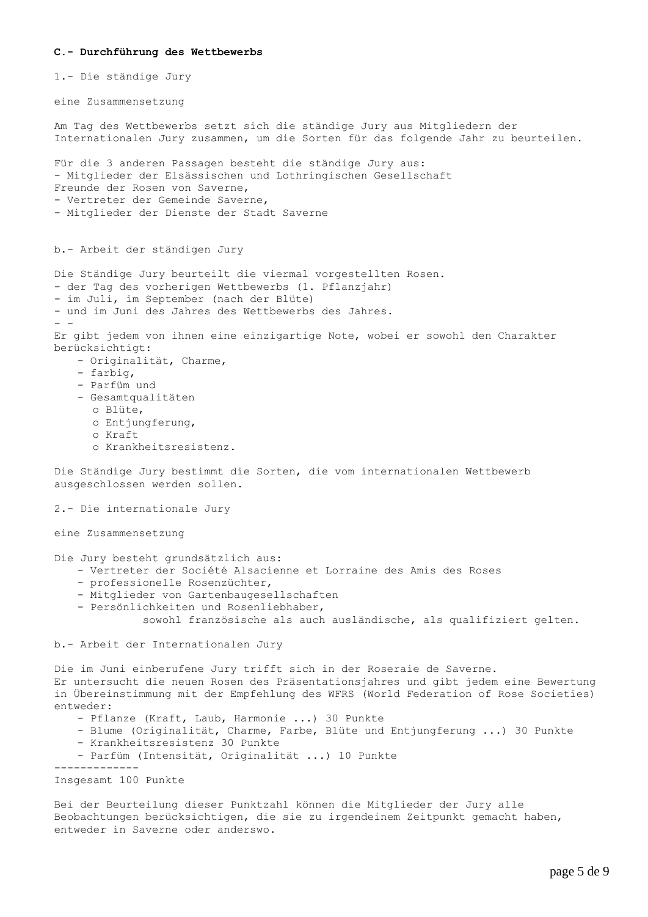**C.- Durchführung des Wettbewerbs**

1.- Die ständige Jury

eine Zusammensetzung

Am Tag des Wettbewerbs setzt sich die ständige Jury aus Mitgliedern der Internationalen Jury zusammen, um die Sorten für das folgende Jahr zu beurteilen.

Für die 3 anderen Passagen besteht die ständige Jury aus:
- Mitglieder der Elsässischen und Lothringischen Gesellschaft
Freunde der Rosen von Saverne,
- Vertreter der Gemeinde Saverne,
- Mitglieder der Dienste der Stadt Saverne

b.- Arbeit der ständigen Jury

Die Ständige Jury beurteilt die viermal vorgestellten Rosen.
- der Tag des vorherigen Wettbewerbs (1. Pflanzjahr)
- im Juli, im September (nach der Blüte)
- und im Juni des Jahres des Wettbewerbs des Jahres.
- -
Er gibt jedem von ihnen eine einzigartige Note, wobei er sowohl den Charakter berücksichtigt:
- Originalität, Charme,
- farbig,
- Parfüm und
- Gesamtqualitäten
  - Blüte,
  - Entjungferung,
  - Kraft
  - Krankheitsresistenz.

Die Ständige Jury bestimmt die Sorten, die vom internationalen Wettbewerb ausgeschlossen werden sollen.

2.- Die internationale Jury

eine Zusammensetzung

Die Jury besteht grundsätzlich aus:
- Vertreter der Société Alsacienne et Lorraine des Amis des Roses
- professionelle Rosenzüchter,
- Mitglieder von Gartenbaugesellschaften
- Persönlichkeiten und Rosenliebhaber,
  sowohl französische als auch ausländische, als qualifiziert gelten.

b.- Arbeit der Internationalen Jury

Die im Juni einberufene Jury trifft sich in der Roseraie de Saverne.
Er untersucht die neuen Rosen des Präsentationsjahres und gibt jedem eine Bewertung in Übereinstimmung mit der Empfehlung des WFRS (World Federation of Rose Societies) entweder:
- Pflanze (Kraft, Laub, Harmonie ...) 30 Punkte
- Blume (Originalität, Charme, Farbe, Blüte und Entjungferung ...) 30 Punkte
- Krankheitsresistenz 30 Punkte
- Parfüm (Intensität, Originalität ...) 10 Punkte

-------------

Insgesamt 100 Punkte

Bei der Beurteilung dieser Punktzahl können die Mitglieder der Jury alle Beobachtungen berücksichtigen, die sie zu irgendeinem Zeitpunkt gemacht haben, entweder in Saverne oder anderswo.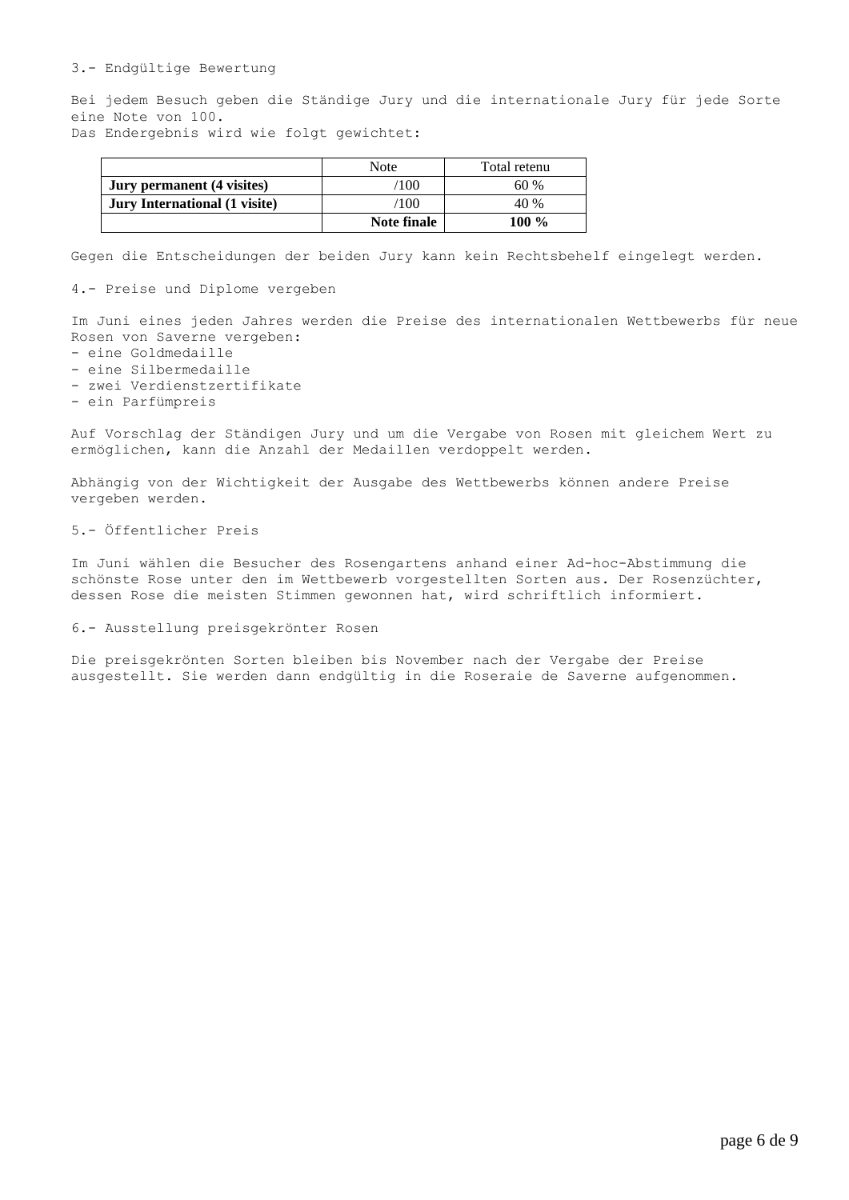3.- Endgültige Bewertung

Bei jedem Besuch geben die Ständige Jury und die internationale Jury für jede Sorte eine Note von 100.
Das Endergebnis wird wie folgt gewichtet:

| | Note | Total retenu |
|---|---|---|
| **Jury permanent (4 visites)** | /100 | 60 % |
| **Jury International (1 visite)** | /100 | 40 % |
| | **Note finale** | **100 %** |

Gegen die Entscheidungen der beiden Jury kann kein Rechtsbehelf eingelegt werden.

4.- Preise und Diplome vergeben

Im Juni eines jeden Jahres werden die Preise des internationalen Wettbewerbs für neue Rosen von Saverne vergeben:
- eine Goldmedaille
- eine Silbermedaille
- zwei Verdienstzertifikate
- ein Parfümpreis

Auf Vorschlag der Ständigen Jury und um die Vergabe von Rosen mit gleichem Wert zu ermöglichen, kann die Anzahl der Medaillen verdoppelt werden.

Abhängig von der Wichtigkeit der Ausgabe des Wettbewerbs können andere Preise vergeben werden.

5.- Öffentlicher Preis

Im Juni wählen die Besucher des Rosengartens anhand einer Ad-hoc-Abstimmung die schönste Rose unter den im Wettbewerb vorgestellten Sorten aus. Der Rosenzüchter, dessen Rose die meisten Stimmen gewonnen hat, wird schriftlich informiert.

6.- Ausstellung preisgekrönter Rosen

Die preisgekrönten Sorten bleiben bis November nach der Vergabe der Preise ausgestellt. Sie werden dann endgültig in die Roseraie de Saverne aufgenommen.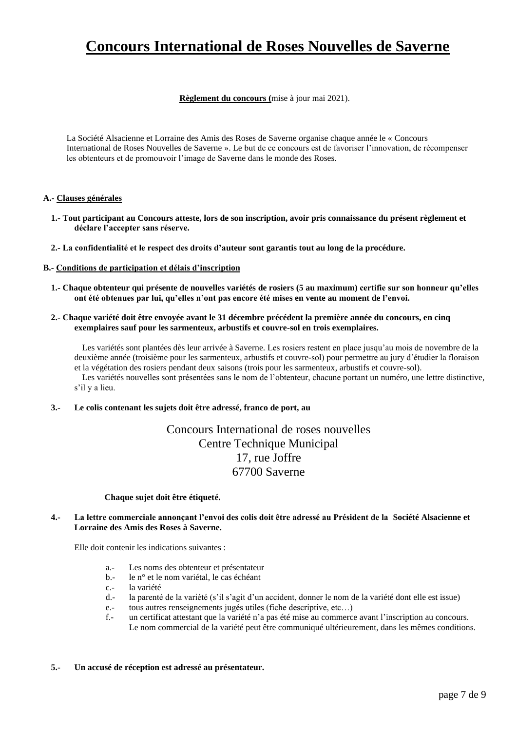# Concours International de Roses Nouvelles de Saverne

**Règlement du concours (**mise à jour mai 2021).

La Société Alsacienne et Lorraine des Amis des Roses de Saverne organise chaque année le « Concours International de Roses Nouvelles de Saverne ». Le but de ce concours est de favoriser l'innovation, de récompenser les obtenteurs et de promouvoir l'image de Saverne dans le monde des Roses.

## A.- Clauses générales

**1.- Tout participant au Concours atteste, lors de son inscription, avoir pris connaissance du présent règlement et déclare l'accepter sans réserve.**

**2.- La confidentialité et le respect des droits d'auteur sont garantis tout au long de la procédure.**

## B.- Conditions de participation et délais d'inscription

**1.- Chaque obtenteur qui présente de nouvelles variétés de rosiers (5 au maximum) certifie sur son honneur qu'elles ont été obtenues par lui, qu'elles n'ont pas encore été mises en vente au moment de l'envoi.**

**2.- Chaque variété doit être envoyée avant le 31 décembre précédent la première année du concours, en cinq exemplaires sauf pour les sarmenteux, arbustifs et couvre-sol en trois exemplaires.**

Les variétés sont plantées dès leur arrivée à Saverne. Les rosiers restent en place jusqu'au mois de novembre de la deuxième année (troisième pour les sarmenteux, arbustifs et couvre-sol) pour permettre au jury d'étudier la floraison et la végétation des rosiers pendant deux saisons (trois pour les sarmenteux, arbustifs et couvre-sol).

Les variétés nouvelles sont présentées sans le nom de l'obtenteur, chacune portant un numéro, une lettre distinctive, s'il y a lieu.

**3.- Le colis contenant les sujets doit être adressé, franco de port, au**

Concours International de roses nouvelles
Centre Technique Municipal
17, rue Joffre
67700 Saverne

**Chaque sujet doit être étiqueté.**

**4.- La lettre commerciale annonçant l'envoi des colis doit être adressé au Président de la Société Alsacienne et Lorraine des Amis des Roses à Saverne.**

Elle doit contenir les indications suivantes :

- a.- Les noms des obtenteur et présentateur
- b.- le n° et le nom variétal, le cas échéant
- c.- la variété
- d.- la parenté de la variété (s'il s'agit d'un accident, donner le nom de la variété dont elle est issue)
- e.- tous autres renseignements jugés utiles (fiche descriptive, etc…)
- f.- un certificat attestant que la variété n'a pas été mise au commerce avant l'inscription au concours. Le nom commercial de la variété peut être communiqué ultérieurement, dans les mêmes conditions.

**5.- Un accusé de réception est adressé au présentateur.**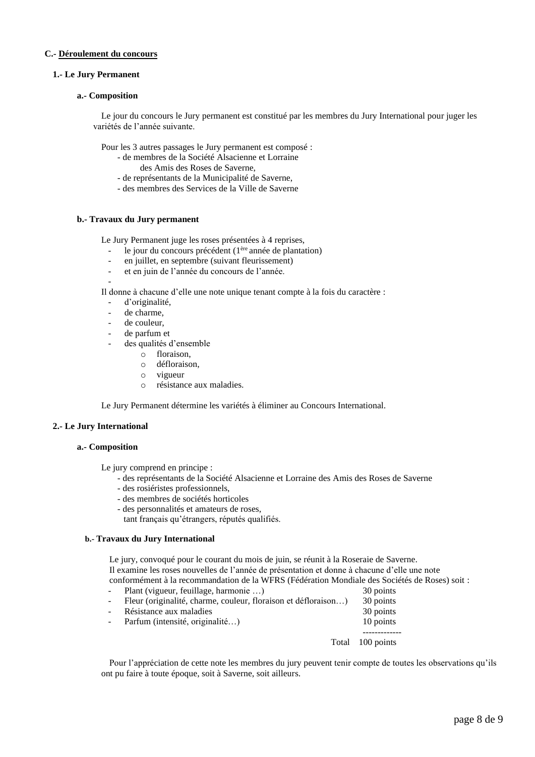## C.- Déroulement du concours

### 1.- Le Jury Permanent

#### a.- Composition

Le jour du concours le Jury permanent est constitué par les membres du Jury International pour juger les variétés de l'année suivante.

Pour les 3 autres passages le Jury permanent est composé :

- de membres de la Société Alsacienne et Lorraine des Amis des Roses de Saverne,
- de représentants de la Municipalité de Saverne,
- des membres des Services de la Ville de Saverne

#### b.- Travaux du Jury permanent

Le Jury Permanent juge les roses présentées à 4 reprises,

- le jour du concours précédent (1ère année de plantation)
- en juillet, en septembre (suivant fleurissement)
- et en juin de l'année du concours de l'année.
-

Il donne à chacune d'elle une note unique tenant compte à la fois du caractère :

- d'originalité,
- de charme,
- de couleur,
- de parfum et
- des qualités d'ensemble
  - floraison,
  - défloraison,
  - vigueur
  - résistance aux maladies.

Le Jury Permanent détermine les variétés à éliminer au Concours International.

### 2.- Le Jury International

#### a.- Composition

Le jury comprend en principe :

- des représentants de la Société Alsacienne et Lorraine des Amis des Roses de Saverne
- des rosiéristes professionnels,
- des membres de sociétés horticoles
- des personnalités et amateurs de roses, tant français qu'étrangers, réputés qualifiés.

#### b.- Travaux du Jury International

Le jury, convoqué pour le courant du mois de juin, se réunit à la Roseraie de Saverne.
Il examine les roses nouvelles de l'année de présentation et donne à chacune d'elle une note conformément à la recommandation de la WFRS (Fédération Mondiale des Sociétés de Roses) soit :

| | |
|---|---|
| - Plant (vigueur, feuillage, harmonie …) | 30 points |
| - Fleur (originalité, charme, couleur, floraison et défloraison…) | 30 points |
| - Résistance aux maladies | 30 points |
| - Parfum (intensité, originalité…) | 10 points |
| Total | 100 points |

Pour l'appréciation de cette note les membres du jury peuvent tenir compte de toutes les observations qu'ils ont pu faire à toute époque, soit à Saverne, soit ailleurs.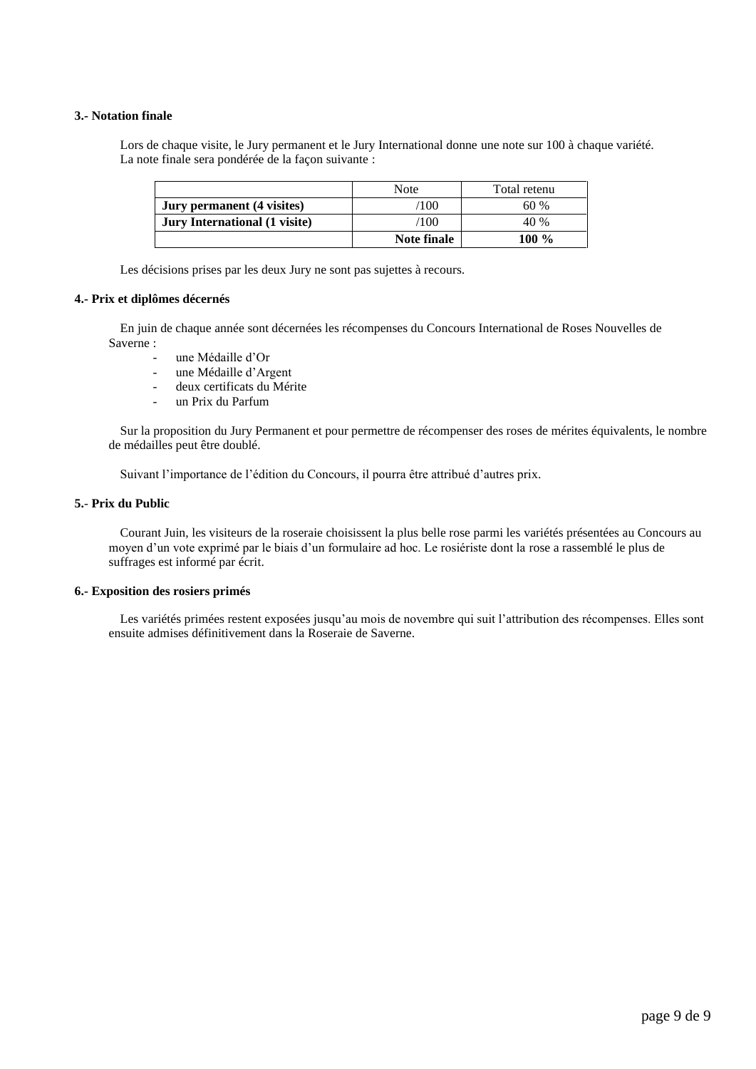**3.- Notation finale**

Lors de chaque visite, le Jury permanent et le Jury International donne une note sur 100 à chaque variété. La note finale sera pondérée de la façon suivante :

| | Note | Total retenu |
|---|---|---|
| **Jury permanent (4 visites)** | /100 | 60 % |
| **Jury International (1 visite)** | /100 | 40 % |
| | **Note finale** | **100 %** |

Les décisions prises par les deux Jury ne sont pas sujettes à recours.

**4.- Prix et diplômes décernés**

En juin de chaque année sont décernées les récompenses du Concours International de Roses Nouvelles de Saverne :

- une Médaille d'Or
- une Médaille d'Argent
- deux certificats du Mérite
- un Prix du Parfum

Sur la proposition du Jury Permanent et pour permettre de récompenser des roses de mérites équivalents, le nombre de médailles peut être doublé.

Suivant l'importance de l'édition du Concours, il pourra être attribué d'autres prix.

**5.- Prix du Public**

Courant Juin, les visiteurs de la roseraie choisissent la plus belle rose parmi les variétés présentées au Concours au moyen d'un vote exprimé par le biais d'un formulaire ad hoc. Le rosiériste dont la rose a rassemblé le plus de suffrages est informé par écrit.

**6.- Exposition des rosiers primés**

Les variétés primées restent exposées jusqu'au mois de novembre qui suit l'attribution des récompenses. Elles sont ensuite admises définitivement dans la Roseraie de Saverne.